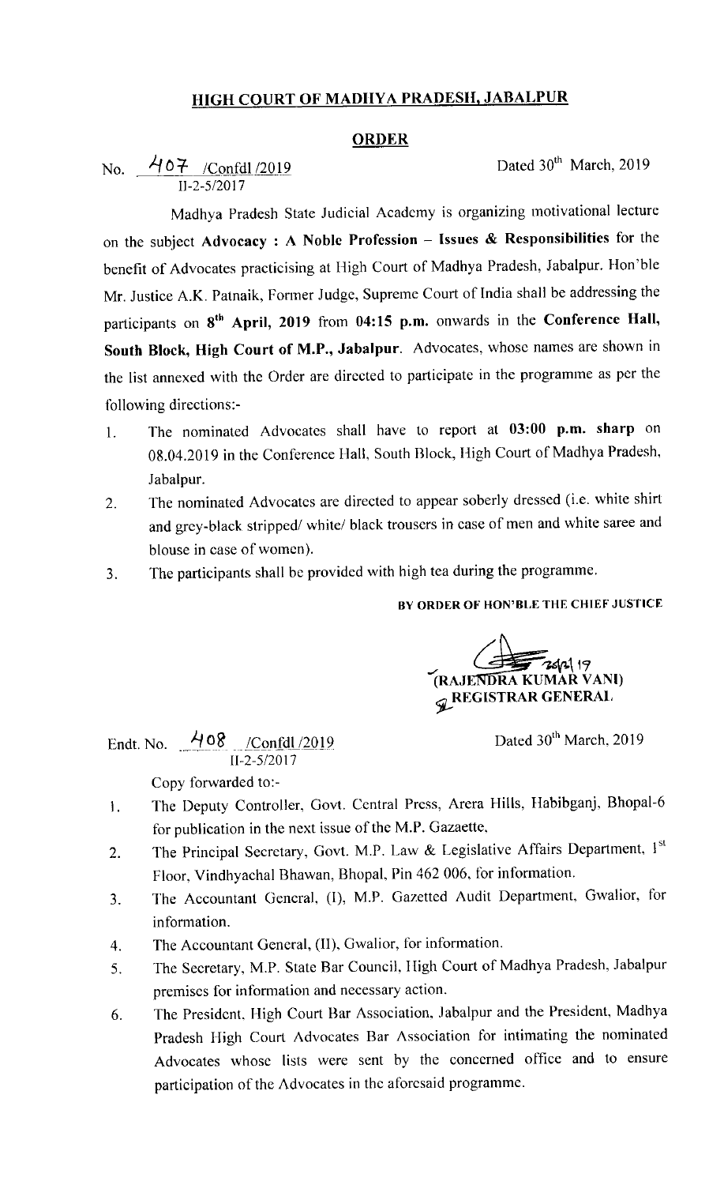# HIGH COURT OF MADHYA PRADESH, JABALPUR

## ORDER

No. 407 /Confdl /2019
II-2-5/2017

Dated 30th March, 2019

Madhya Pradesh State Judicial Academy is organizing motivational lecture on the subject **Advocacy : A Noble Profession – Issues & Responsibilities** for the benefit of Advocates practicising at High Court of Madhya Pradesh, Jabalpur. Hon'ble Mr. Justice A.K. Patnaik, Former Judge, Supreme Court of India shall be addressing the participants on **8th April, 2019** from **04:15 p.m.** onwards in the **Conference Hall, South Block, High Court of M.P., Jabalpur**. Advocates, whose names are shown in the list annexed with the Order are directed to participate in the programme as per the following directions:-

1. The nominated Advocates shall have to report at **03:00 p.m. sharp** on 08.04.2019 in the Conference Hall, South Block, High Court of Madhya Pradesh, Jabalpur.
2. The nominated Advocates are directed to appear soberly dressed (i.e. white shirt and grey-black stripped/ white/ black trousers in case of men and white saree and blouse in case of women).
3. The participants shall be provided with high tea during the programme.

**BY ORDER OF HON'BLE THE CHIEF JUSTICE**

26/3/19
**(RAJENDRA KUMAR VANI)**
**REGISTRAR GENERAL**

Endt. No. 408 /Confdl /2019
II-2-5/2017

Dated 30th March, 2019

Copy forwarded to:-

1. The Deputy Controller, Govt. Central Press, Arera Hills, Habibganj, Bhopal-6 for publication in the next issue of the M.P. Gazaette,
2. The Principal Secretary, Govt. M.P. Law & Legislative Affairs Department, 1st Floor, Vindhyachal Bhawan, Bhopal, Pin 462 006, for information.
3. The Accountant General, (I), M.P. Gazetted Audit Department, Gwalior, for information.
4. The Accountant General, (II), Gwalior, for information.
5. The Secretary, M.P. State Bar Council, High Court of Madhya Pradesh, Jabalpur premises for information and necessary action.
6. The President, High Court Bar Association, Jabalpur and the President, Madhya Pradesh High Court Advocates Bar Association for intimating the nominated Advocates whose lists were sent by the concerned office and to ensure participation of the Advocates in the aforesaid programme.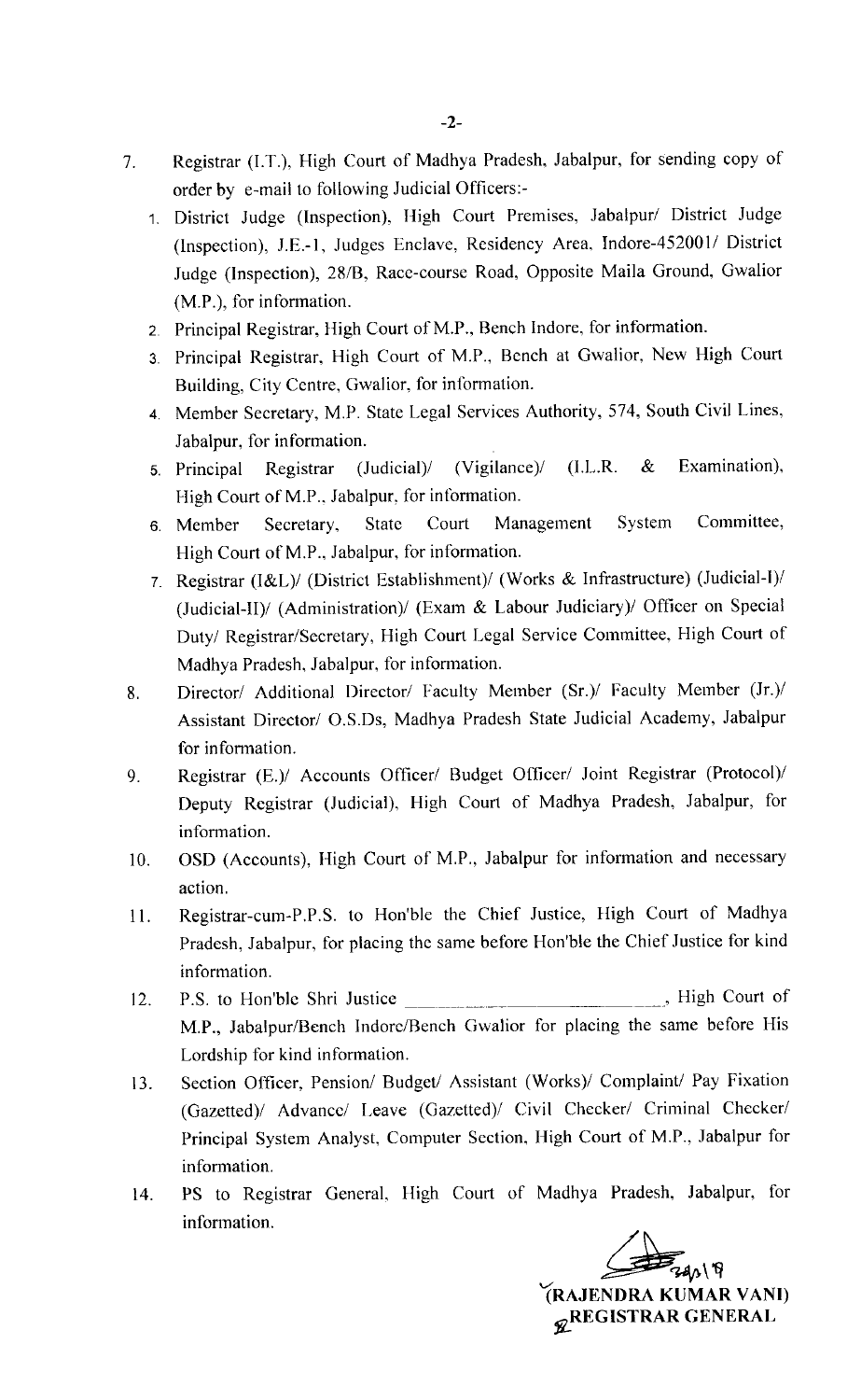7. Registrar (I.T.), High Court of Madhya Pradesh, Jabalpur, for sending copy of order by e-mail to following Judicial Officers:-
   1. District Judge (Inspection), High Court Premises, Jabalpur/ District Judge (Inspection), J.E.-1, Judges Enclave, Residency Area, Indore-452001/ District Judge (Inspection), 28/B, Race-course Road, Opposite Maila Ground, Gwalior (M.P.), for information.
   2. Principal Registrar, High Court of M.P., Bench Indore, for information.
   3. Principal Registrar, High Court of M.P., Bench at Gwalior, New High Court Building, City Centre, Gwalior, for information.
   4. Member Secretary, M.P. State Legal Services Authority, 574, South Civil Lines, Jabalpur, for information.
   5. Principal Registrar (Judicial)/ (Vigilance)/ (I.L.R. & Examination), High Court of M.P., Jabalpur, for information.
   6. Member Secretary, State Court Management System Committee, High Court of M.P., Jabalpur, for information.
   7. Registrar (I&L)/ (District Establishment)/ (Works & Infrastructure) (Judicial-I)/ (Judicial-II)/ (Administration)/ (Exam & Labour Judiciary)/ Officer on Special Duty/ Registrar/Secretary, High Court Legal Service Committee, High Court of Madhya Pradesh, Jabalpur, for information.
8. Director/ Additional Director/ Faculty Member (Sr.)/ Faculty Member (Jr.)/ Assistant Director/ O.S.Ds, Madhya Pradesh State Judicial Academy, Jabalpur for information.
9. Registrar (E.)/ Accounts Officer/ Budget Officer/ Joint Registrar (Protocol)/ Deputy Registrar (Judicial), High Court of Madhya Pradesh, Jabalpur, for information.
10. OSD (Accounts), High Court of M.P., Jabalpur for information and necessary action.
11. Registrar-cum-P.P.S. to Hon'ble the Chief Justice, High Court of Madhya Pradesh, Jabalpur, for placing the same before Hon'ble the Chief Justice for kind information.
12. P.S. to Hon'ble Shri Justice ______________________, High Court of M.P., Jabalpur/Bench Indore/Bench Gwalior for placing the same before His Lordship for kind information.
13. Section Officer, Pension/ Budget/ Assistant (Works)/ Complaint/ Pay Fixation (Gazetted)/ Advance/ Leave (Gazetted)/ Civil Checker/ Criminal Checker/ Principal System Analyst, Computer Section, High Court of M.P., Jabalpur for information.
14. PS to Registrar General, High Court of Madhya Pradesh, Jabalpur, for information.

**(RAJENDRA KUMAR VANI)**
**REGISTRAR GENERAL**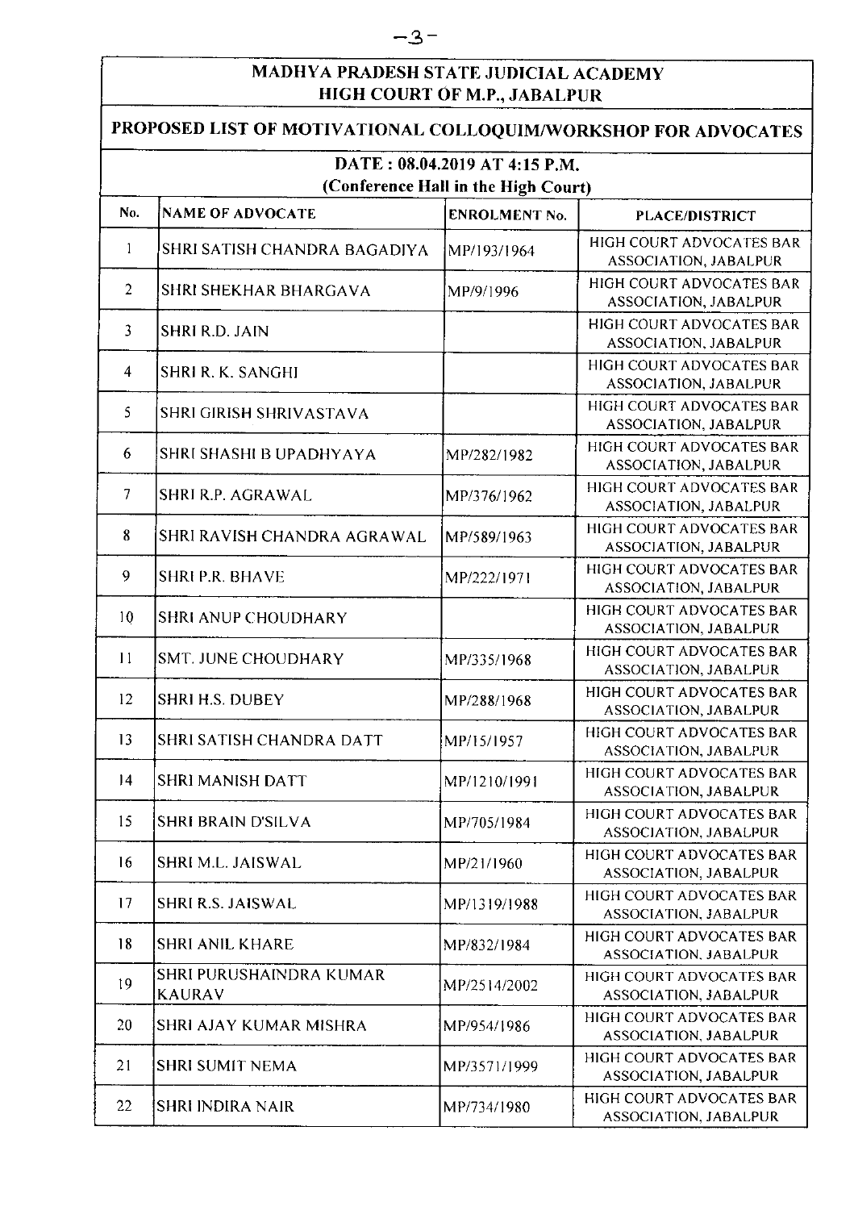# MADHYA PRADESH STATE JUDICIAL ACADEMY
## HIGH COURT OF M.P., JABALPUR

## PROPOSED LIST OF MOTIVATIONAL COLLOQUIM/WORKSHOP FOR ADVOCATES

### DATE : 08.04.2019 AT 4:15 P.M.
### (Conference Hall in the High Court)

| No. | NAME OF ADVOCATE | ENROLMENT No. | PLACE/DISTRICT |
|---|---|---|---|
| 1 | SHRI SATISH CHANDRA BAGADIYA | MP/193/1964 | HIGH COURT ADVOCATES BAR ASSOCIATION, JABALPUR |
| 2 | SHRI SHEKHAR BHARGAVA | MP/9/1996 | HIGH COURT ADVOCATES BAR ASSOCIATION, JABALPUR |
| 3 | SHRI R.D. JAIN | | HIGH COURT ADVOCATES BAR ASSOCIATION, JABALPUR |
| 4 | SHRI R. K. SANGHI | | HIGH COURT ADVOCATES BAR ASSOCIATION, JABALPUR |
| 5 | SHRI GIRISH SHRIVASTAVA | | HIGH COURT ADVOCATES BAR ASSOCIATION, JABALPUR |
| 6 | SHRI SHASHI B UPADHYAYA | MP/282/1982 | HIGH COURT ADVOCATES BAR ASSOCIATION, JABALPUR |
| 7 | SHRI R.P. AGRAWAL | MP/376/1962 | HIGH COURT ADVOCATES BAR ASSOCIATION, JABALPUR |
| 8 | SHRI RAVISH CHANDRA AGRAWAL | MP/589/1963 | HIGH COURT ADVOCATES BAR ASSOCIATION, JABALPUR |
| 9 | SHRI P.R. BHAVE | MP/222/1971 | HIGH COURT ADVOCATES BAR ASSOCIATION, JABALPUR |
| 10 | SHRI ANUP CHOUDHARY | | HIGH COURT ADVOCATES BAR ASSOCIATION, JABALPUR |
| 11 | SMT. JUNE CHOUDHARY | MP/335/1968 | HIGH COURT ADVOCATES BAR ASSOCIATION, JABALPUR |
| 12 | SHRI H.S. DUBEY | MP/288/1968 | HIGH COURT ADVOCATES BAR ASSOCIATION, JABALPUR |
| 13 | SHRI SATISH CHANDRA DATT | MP/15/1957 | HIGH COURT ADVOCATES BAR ASSOCIATION, JABALPUR |
| 14 | SHRI MANISH DATT | MP/1210/1991 | HIGH COURT ADVOCATES BAR ASSOCIATION, JABALPUR |
| 15 | SHRI BRAIN D'SILVA | MP/705/1984 | HIGH COURT ADVOCATES BAR ASSOCIATION, JABALPUR |
| 16 | SHRI M.L. JAISWAL | MP/21/1960 | HIGH COURT ADVOCATES BAR ASSOCIATION, JABALPUR |
| 17 | SHRI R.S. JAISWAL | MP/1319/1988 | HIGH COURT ADVOCATES BAR ASSOCIATION, JABALPUR |
| 18 | SHRI ANIL KHARE | MP/832/1984 | HIGH COURT ADVOCATES BAR ASSOCIATION, JABALPUR |
| 19 | SHRI PURUSHAINDRA KUMAR KAURAV | MP/2514/2002 | HIGH COURT ADVOCATES BAR ASSOCIATION, JABALPUR |
| 20 | SHRI AJAY KUMAR MISHRA | MP/954/1986 | HIGH COURT ADVOCATES BAR ASSOCIATION, JABALPUR |
| 21 | SHRI SUMIT NEMA | MP/3571/1999 | HIGH COURT ADVOCATES BAR ASSOCIATION, JABALPUR |
| 22 | SHRI INDIRA NAIR | MP/734/1980 | HIGH COURT ADVOCATES BAR ASSOCIATION, JABALPUR |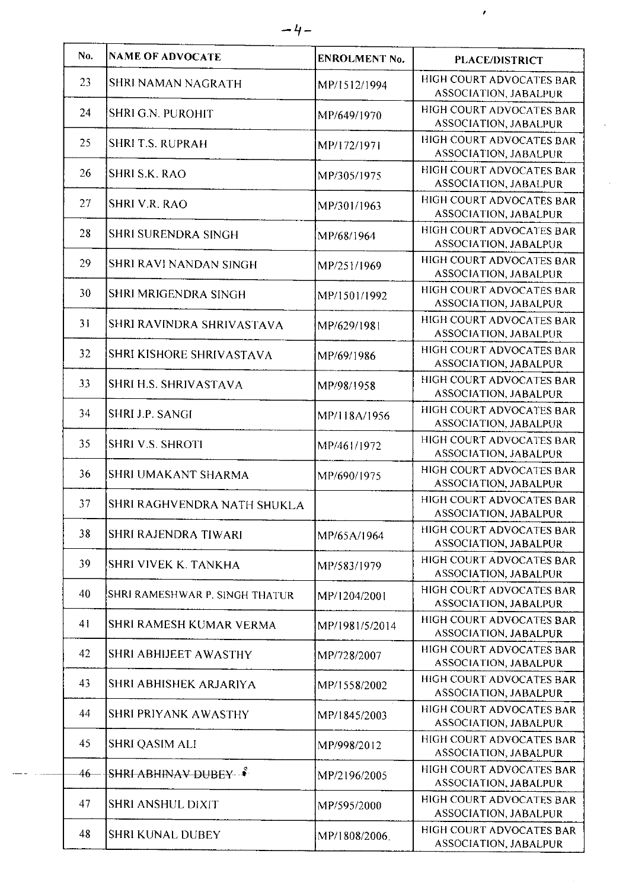| No. | NAME OF ADVOCATE | ENROLMENT No. | PLACE/DISTRICT |
|---|---|---|---|
| 23 | SHRI NAMAN NAGRATH | MP/1512/1994 | HIGH COURT ADVOCATES BAR ASSOCIATION, JABALPUR |
| 24 | SHRI G.N. PUROHIT | MP/649/1970 | HIGH COURT ADVOCATES BAR ASSOCIATION, JABALPUR |
| 25 | SHRI T.S. RUPRAH | MP/172/1971 | HIGH COURT ADVOCATES BAR ASSOCIATION, JABALPUR |
| 26 | SHRI S.K. RAO | MP/305/1975 | HIGH COURT ADVOCATES BAR ASSOCIATION, JABALPUR |
| 27 | SHRI V.R. RAO | MP/301/1963 | HIGH COURT ADVOCATES BAR ASSOCIATION, JABALPUR |
| 28 | SHRI SURENDRA SINGH | MP/68/1964 | HIGH COURT ADVOCATES BAR ASSOCIATION, JABALPUR |
| 29 | SHRI RAVI NANDAN SINGH | MP/251/1969 | HIGH COURT ADVOCATES BAR ASSOCIATION, JABALPUR |
| 30 | SHRI MRIGENDRA SINGH | MP/1501/1992 | HIGH COURT ADVOCATES BAR ASSOCIATION, JABALPUR |
| 31 | SHRI RAVINDRA SHRIVASTAVA | MP/629/1981 | HIGH COURT ADVOCATES BAR ASSOCIATION, JABALPUR |
| 32 | SHRI KISHORE SHRIVASTAVA | MP/69/1986 | HIGH COURT ADVOCATES BAR ASSOCIATION, JABALPUR |
| 33 | SHRI H.S. SHRIVASTAVA | MP/98/1958 | HIGH COURT ADVOCATES BAR ASSOCIATION, JABALPUR |
| 34 | SHRI J.P. SANGI | MP/118A/1956 | HIGH COURT ADVOCATES BAR ASSOCIATION, JABALPUR |
| 35 | SHRI V.S. SHROTI | MP/461/1972 | HIGH COURT ADVOCATES BAR ASSOCIATION, JABALPUR |
| 36 | SHRI UMAKANT SHARMA | MP/690/1975 | HIGH COURT ADVOCATES BAR ASSOCIATION, JABALPUR |
| 37 | SHRI RAGHVENDRA NATH SHUKLA | | HIGH COURT ADVOCATES BAR ASSOCIATION, JABALPUR |
| 38 | SHRI RAJENDRA TIWARI | MP/65A/1964 | HIGH COURT ADVOCATES BAR ASSOCIATION, JABALPUR |
| 39 | SHRI VIVEK K. TANKHA | MP/583/1979 | HIGH COURT ADVOCATES BAR ASSOCIATION, JABALPUR |
| 40 | SHRI RAMESHWAR P. SINGH THATUR | MP/1204/2001 | HIGH COURT ADVOCATES BAR ASSOCIATION, JABALPUR |
| 41 | SHRI RAMESH KUMAR VERMA | MP/1981/5/2014 | HIGH COURT ADVOCATES BAR ASSOCIATION, JABALPUR |
| 42 | SHRI ABHIJEET AWASTHY | MP/728/2007 | HIGH COURT ADVOCATES BAR ASSOCIATION, JABALPUR |
| 43 | SHRI ABHISHEK ARJARIYA | MP/1558/2002 | HIGH COURT ADVOCATES BAR ASSOCIATION, JABALPUR |
| 44 | SHRI PRIYANK AWASTHY | MP/1845/2003 | HIGH COURT ADVOCATES BAR ASSOCIATION, JABALPUR |
| 45 | SHRI QASIM ALI | MP/998/2012 | HIGH COURT ADVOCATES BAR ASSOCIATION, JABALPUR |
| ~~46~~ | ~~SHRI ABHINAV DUBEY~~ | MP/2196/2005 | HIGH COURT ADVOCATES BAR ASSOCIATION, JABALPUR |
| 47 | SHRI ANSHUL DIXIT | MP/595/2000 | HIGH COURT ADVOCATES BAR ASSOCIATION, JABALPUR |
| 48 | SHRI KUNAL DUBEY | MP/1808/2006. | HIGH COURT ADVOCATES BAR ASSOCIATION, JABALPUR |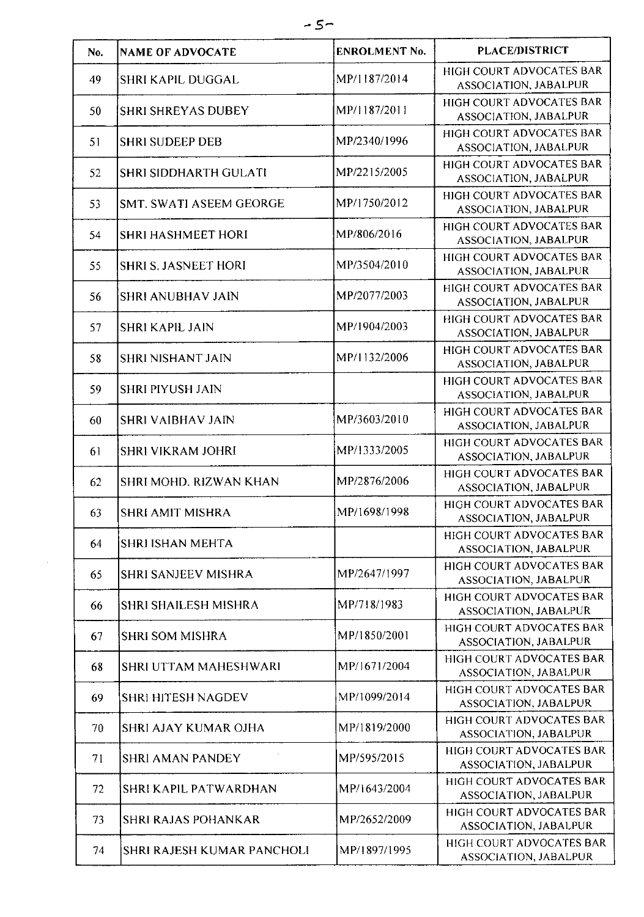| No. | NAME OF ADVOCATE | ENROLMENT No. | PLACE/DISTRICT |
|---|---|---|---|
| 49 | SHRI KAPIL DUGGAL | MP/1187/2014 | HIGH COURT ADVOCATES BAR ASSOCIATION, JABALPUR |
| 50 | SHRI SHREYAS DUBEY | MP/1187/2011 | HIGH COURT ADVOCATES BAR ASSOCIATION, JABALPUR |
| 51 | SHRI SUDEEP DEB | MP/2340/1996 | HIGH COURT ADVOCATES BAR ASSOCIATION, JABALPUR |
| 52 | SHRI SIDDHARTH GULATI | MP/2215/2005 | HIGH COURT ADVOCATES BAR ASSOCIATION, JABALPUR |
| 53 | SMT. SWATI ASEEM GEORGE | MP/1750/2012 | HIGH COURT ADVOCATES BAR ASSOCIATION, JABALPUR |
| 54 | SHRI HASHMEET HORI | MP/806/2016 | HIGH COURT ADVOCATES BAR ASSOCIATION, JABALPUR |
| 55 | SHRI S. JASNEET HORI | MP/3504/2010 | HIGH COURT ADVOCATES BAR ASSOCIATION, JABALPUR |
| 56 | SHRI ANUBHAV JAIN | MP/2077/2003 | HIGH COURT ADVOCATES BAR ASSOCIATION, JABALPUR |
| 57 | SHRI KAPIL JAIN | MP/1904/2003 | HIGH COURT ADVOCATES BAR ASSOCIATION, JABALPUR |
| 58 | SHRI NISHANT JAIN | MP/1132/2006 | HIGH COURT ADVOCATES BAR ASSOCIATION, JABALPUR |
| 59 | SHRI PIYUSH JAIN | | HIGH COURT ADVOCATES BAR ASSOCIATION, JABALPUR |
| 60 | SHRI VAIBHAV JAIN | MP/3603/2010 | HIGH COURT ADVOCATES BAR ASSOCIATION, JABALPUR |
| 61 | SHRI VIKRAM JOHRI | MP/1333/2005 | HIGH COURT ADVOCATES BAR ASSOCIATION, JABALPUR |
| 62 | SHRI MOHD. RIZWAN KHAN | MP/2876/2006 | HIGH COURT ADVOCATES BAR ASSOCIATION, JABALPUR |
| 63 | SHRI AMIT MISHRA | MP/1698/1998 | HIGH COURT ADVOCATES BAR ASSOCIATION, JABALPUR |
| 64 | SHRI ISHAN MEHTA | | HIGH COURT ADVOCATES BAR ASSOCIATION, JABALPUR |
| 65 | SHRI SANJEEV MISHRA | MP/2647/1997 | HIGH COURT ADVOCATES BAR ASSOCIATION, JABALPUR |
| 66 | SHRI SHAILESH MISHRA | MP/718/1983 | HIGH COURT ADVOCATES BAR ASSOCIATION, JABALPUR |
| 67 | SHRI SOM MISHRA | MP/1850/2001 | HIGH COURT ADVOCATES BAR ASSOCIATION, JABALPUR |
| 68 | SHRI UTTAM MAHESHWARI | MP/1671/2004 | HIGH COURT ADVOCATES BAR ASSOCIATION, JABALPUR |
| 69 | SHRI HITESH NAGDEV | MP/1099/2014 | HIGH COURT ADVOCATES BAR ASSOCIATION, JABALPUR |
| 70 | SHRI AJAY KUMAR OJHA | MP/1819/2000 | HIGH COURT ADVOCATES BAR ASSOCIATION, JABALPUR |
| 71 | SHRI AMAN PANDEY | MP/595/2015 | HIGH COURT ADVOCATES BAR ASSOCIATION, JABALPUR |
| 72 | SHRI KAPIL PATWARDHAN | MP/1643/2004 | HIGH COURT ADVOCATES BAR ASSOCIATION, JABALPUR |
| 73 | SHRI RAJAS POHANKAR | MP/2652/2009 | HIGH COURT ADVOCATES BAR ASSOCIATION, JABALPUR |
| 74 | SHRI RAJESH KUMAR PANCHOLI | MP/1897/1995 | HIGH COURT ADVOCATES BAR ASSOCIATION, JABALPUR |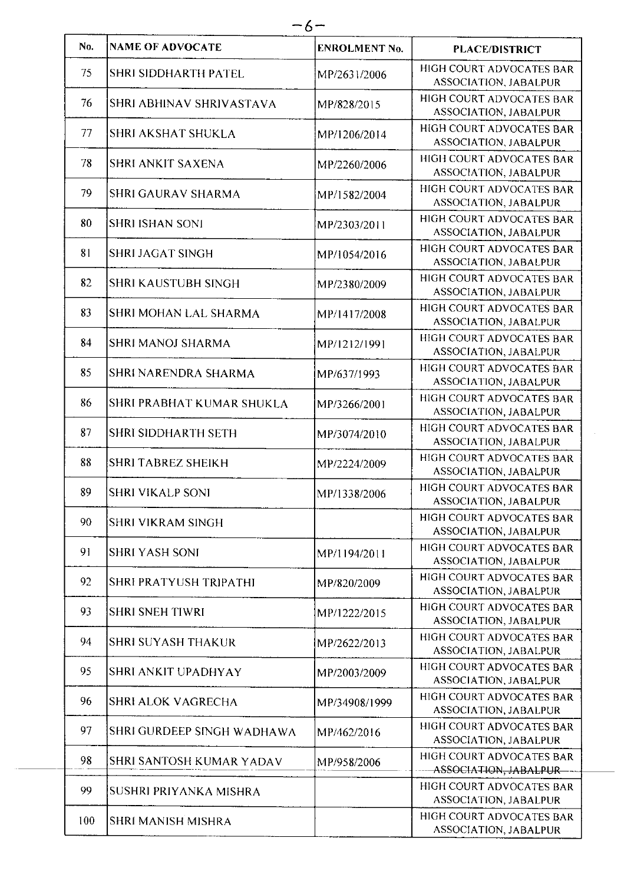| No. | NAME OF ADVOCATE | ENROLMENT No. | PLACE/DISTRICT |
|---|---|---|---|
| 75 | SHRI SIDDHARTH PATEL | MP/2631/2006 | HIGH COURT ADVOCATES BAR ASSOCIATION, JABALPUR |
| 76 | SHRI ABHINAV SHRIVASTAVA | MP/828/2015 | HIGH COURT ADVOCATES BAR ASSOCIATION, JABALPUR |
| 77 | SHRI AKSHAT SHUKLA | MP/1206/2014 | HIGH COURT ADVOCATES BAR ASSOCIATION, JABALPUR |
| 78 | SHRI ANKIT SAXENA | MP/2260/2006 | HIGH COURT ADVOCATES BAR ASSOCIATION, JABALPUR |
| 79 | SHRI GAURAV SHARMA | MP/1582/2004 | HIGH COURT ADVOCATES BAR ASSOCIATION, JABALPUR |
| 80 | SHRI ISHAN SONI | MP/2303/2011 | HIGH COURT ADVOCATES BAR ASSOCIATION, JABALPUR |
| 81 | SHRI JAGAT SINGH | MP/1054/2016 | HIGH COURT ADVOCATES BAR ASSOCIATION, JABALPUR |
| 82 | SHRI KAUSTUBH SINGH | MP/2380/2009 | HIGH COURT ADVOCATES BAR ASSOCIATION, JABALPUR |
| 83 | SHRI MOHAN LAL SHARMA | MP/1417/2008 | HIGH COURT ADVOCATES BAR ASSOCIATION, JABALPUR |
| 84 | SHRI MANOJ SHARMA | MP/1212/1991 | HIGH COURT ADVOCATES BAR ASSOCIATION, JABALPUR |
| 85 | SHRI NARENDRA SHARMA | MP/637/1993 | HIGH COURT ADVOCATES BAR ASSOCIATION, JABALPUR |
| 86 | SHRI PRABHAT KUMAR SHUKLA | MP/3266/2001 | HIGH COURT ADVOCATES BAR ASSOCIATION, JABALPUR |
| 87 | SHRI SIDDHARTH SETH | MP/3074/2010 | HIGH COURT ADVOCATES BAR ASSOCIATION, JABALPUR |
| 88 | SHRI TABREZ SHEIKH | MP/2224/2009 | HIGH COURT ADVOCATES BAR ASSOCIATION, JABALPUR |
| 89 | SHRI VIKALP SONI | MP/1338/2006 | HIGH COURT ADVOCATES BAR ASSOCIATION, JABALPUR |
| 90 | SHRI VIKRAM SINGH | | HIGH COURT ADVOCATES BAR ASSOCIATION, JABALPUR |
| 91 | SHRI YASH SONI | MP/1194/2011 | HIGH COURT ADVOCATES BAR ASSOCIATION, JABALPUR |
| 92 | SHRI PRATYUSH TRIPATHI | MP/820/2009 | HIGH COURT ADVOCATES BAR ASSOCIATION, JABALPUR |
| 93 | SHRI SNEH TIWRI | MP/1222/2015 | HIGH COURT ADVOCATES BAR ASSOCIATION, JABALPUR |
| 94 | SHRI SUYASH THAKUR | MP/2622/2013 | HIGH COURT ADVOCATES BAR ASSOCIATION, JABALPUR |
| 95 | SHRI ANKIT UPADHYAY | MP/2003/2009 | HIGH COURT ADVOCATES BAR ASSOCIATION, JABALPUR |
| 96 | SHRI ALOK VAGRECHA | MP/34908/1999 | HIGH COURT ADVOCATES BAR ASSOCIATION, JABALPUR |
| 97 | SHRI GURDEEP SINGH WADHAWA | MP/462/2016 | HIGH COURT ADVOCATES BAR ASSOCIATION, JABALPUR |
| 98 | SHRI SANTOSH KUMAR YADAV | MP/958/2006 | HIGH COURT ADVOCATES BAR ASSOCIATION, JABALPUR |
| 99 | SUSHRI PRIYANKA MISHRA | | HIGH COURT ADVOCATES BAR ASSOCIATION, JABALPUR |
| 100 | SHRI MANISH MISHRA | | HIGH COURT ADVOCATES BAR ASSOCIATION, JABALPUR |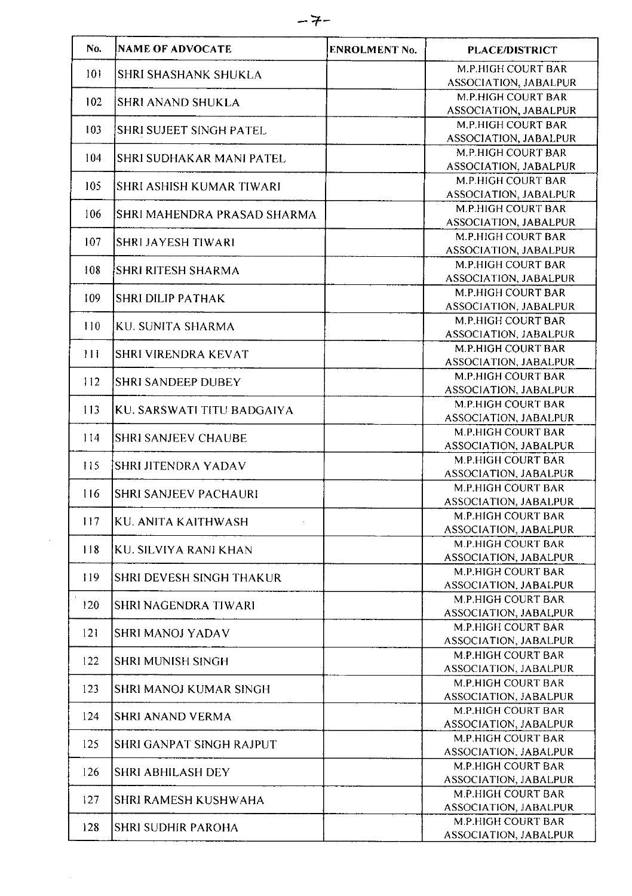| No. | NAME OF ADVOCATE | ENROLMENT No. | PLACE/DISTRICT |
|---|---|---|---|
| 101 | SHRI SHASHANK SHUKLA | | M.P.HIGH COURT BAR ASSOCIATION, JABALPUR |
| 102 | SHRI ANAND SHUKLA | | M.P.HIGH COURT BAR ASSOCIATION, JABALPUR |
| 103 | SHRI SUJEET SINGH PATEL | | M.P.HIGH COURT BAR ASSOCIATION, JABALPUR |
| 104 | SHRI SUDHAKAR MANI PATEL | | M.P.HIGH COURT BAR ASSOCIATION, JABALPUR |
| 105 | SHRI ASHISH KUMAR TIWARI | | M.P.HIGH COURT BAR ASSOCIATION, JABALPUR |
| 106 | SHRI MAHENDRA PRASAD SHARMA | | M.P.HIGH COURT BAR ASSOCIATION, JABALPUR |
| 107 | SHRI JAYESH TIWARI | | M.P.HIGH COURT BAR ASSOCIATION, JABALPUR |
| 108 | SHRI RITESH SHARMA | | M.P.HIGH COURT BAR ASSOCIATION, JABALPUR |
| 109 | SHRI DILIP PATHAK | | M.P.HIGH COURT BAR ASSOCIATION, JABALPUR |
| 110 | KU. SUNITA SHARMA | | M.P.HIGH COURT BAR ASSOCIATION, JABALPUR |
| 111 | SHRI VIRENDRA KEVAT | | M.P.HIGH COURT BAR ASSOCIATION, JABALPUR |
| 112 | SHRI SANDEEP DUBEY | | M.P.HIGH COURT BAR ASSOCIATION, JABALPUR |
| 113 | KU. SARSWATI TITU BADGAIYA | | M.P.HIGH COURT BAR ASSOCIATION, JABALPUR |
| 114 | SHRI SANJEEV CHAUBE | | M.P.HIGH COURT BAR ASSOCIATION, JABALPUR |
| 115 | SHRI JITENDRA YADAV | | M.P.HIGH COURT BAR ASSOCIATION, JABALPUR |
| 116 | SHRI SANJEEV PACHAURI | | M.P.HIGH COURT BAR ASSOCIATION, JABALPUR |
| 117 | KU. ANITA KAITHWASH | | M.P.HIGH COURT BAR ASSOCIATION, JABALPUR |
| 118 | KU. SILVIYA RANI KHAN | | M.P.HIGH COURT BAR ASSOCIATION, JABALPUR |
| 119 | SHRI DEVESH SINGH THAKUR | | M.P.HIGH COURT BAR ASSOCIATION, JABALPUR |
| 120 | SHRI NAGENDRA TIWARI | | M.P.HIGH COURT BAR ASSOCIATION, JABALPUR |
| 121 | SHRI MANOJ YADAV | | M.P.HIGH COURT BAR ASSOCIATION, JABALPUR |
| 122 | SHRI MUNISH SINGH | | M.P.HIGH COURT BAR ASSOCIATION, JABALPUR |
| 123 | SHRI MANOJ KUMAR SINGH | | M.P.HIGH COURT BAR ASSOCIATION, JABALPUR |
| 124 | SHRI ANAND VERMA | | M.P.HIGH COURT BAR ASSOCIATION, JABALPUR |
| 125 | SHRI GANPAT SINGH RAJPUT | | M.P.HIGH COURT BAR ASSOCIATION, JABALPUR |
| 126 | SHRI ABHILASH DEY | | M.P.HIGH COURT BAR ASSOCIATION, JABALPUR |
| 127 | SHRI RAMESH KUSHWAHA | | M.P.HIGH COURT BAR ASSOCIATION, JABALPUR |
| 128 | SHRI SUDHIR PAROHA | | M.P.HIGH COURT BAR ASSOCIATION, JABALPUR |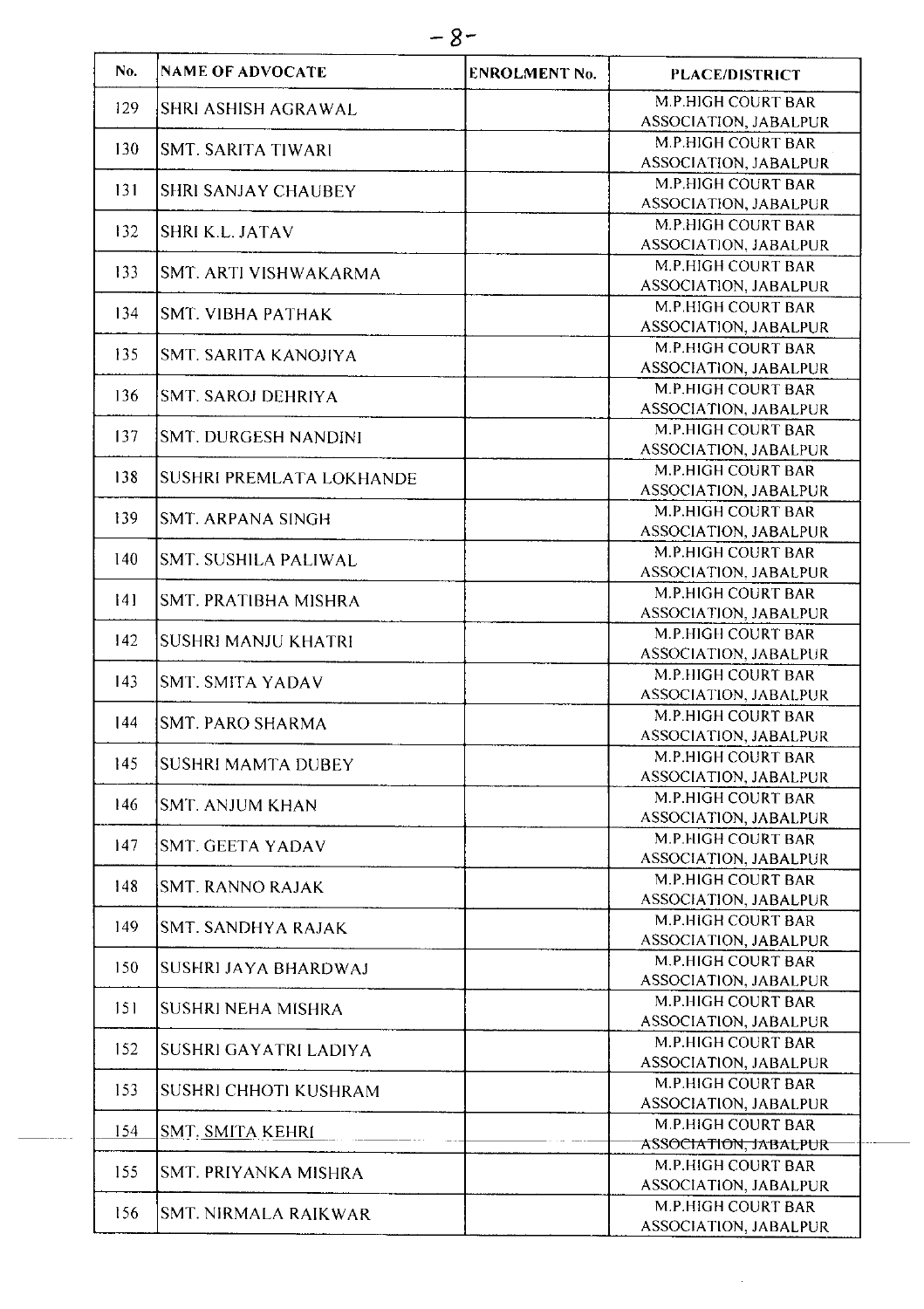| No. | NAME OF ADVOCATE | ENROLMENT No. | PLACE/DISTRICT |
|---|---|---|---|
| 129 | SHRI ASHISH AGRAWAL | | M.P.HIGH COURT BAR ASSOCIATION, JABALPUR |
| 130 | SMT. SARITA TIWARI | | M.P.HIGH COURT BAR ASSOCIATION, JABALPUR |
| 131 | SHRI SANJAY CHAUBEY | | M.P.HIGH COURT BAR ASSOCIATION, JABALPUR |
| 132 | SHRI K.L. JATAV | | M.P.HIGH COURT BAR ASSOCIATION, JABALPUR |
| 133 | SMT. ARTI VISHWAKARMA | | M.P.HIGH COURT BAR ASSOCIATION, JABALPUR |
| 134 | SMT. VIBHA PATHAK | | M.P.HIGH COURT BAR ASSOCIATION, JABALPUR |
| 135 | SMT. SARITA KANOJIYA | | M.P.HIGH COURT BAR ASSOCIATION, JABALPUR |
| 136 | SMT. SAROJ DEHRIYA | | M.P.HIGH COURT BAR ASSOCIATION, JABALPUR |
| 137 | SMT. DURGESH NANDINI | | M.P.HIGH COURT BAR ASSOCIATION, JABALPUR |
| 138 | SUSHRI PREMLATA LOKHANDE | | M.P.HIGH COURT BAR ASSOCIATION, JABALPUR |
| 139 | SMT. ARPANA SINGH | | M.P.HIGH COURT BAR ASSOCIATION, JABALPUR |
| 140 | SMT. SUSHILA PALIWAL | | M.P.HIGH COURT BAR ASSOCIATION, JABALPUR |
| 141 | SMT. PRATIBHA MISHRA | | M.P.HIGH COURT BAR ASSOCIATION, JABALPUR |
| 142 | SUSHRI MANJU KHATRI | | M.P.HIGH COURT BAR ASSOCIATION, JABALPUR |
| 143 | SMT. SMITA YADAV | | M.P.HIGH COURT BAR ASSOCIATION, JABALPUR |
| 144 | SMT. PARO SHARMA | | M.P.HIGH COURT BAR ASSOCIATION, JABALPUR |
| 145 | SUSHRI MAMTA DUBEY | | M.P.HIGH COURT BAR ASSOCIATION, JABALPUR |
| 146 | SMT. ANJUM KHAN | | M.P.HIGH COURT BAR ASSOCIATION, JABALPUR |
| 147 | SMT. GEETA YADAV | | M.P.HIGH COURT BAR ASSOCIATION, JABALPUR |
| 148 | SMT. RANNO RAJAK | | M.P.HIGH COURT BAR ASSOCIATION, JABALPUR |
| 149 | SMT. SANDHYA RAJAK | | M.P.HIGH COURT BAR ASSOCIATION, JABALPUR |
| 150 | SUSHRI JAYA BHARDWAJ | | M.P.HIGH COURT BAR ASSOCIATION, JABALPUR |
| 151 | SUSHRI NEHA MISHRA | | M.P.HIGH COURT BAR ASSOCIATION, JABALPUR |
| 152 | SUSHRI GAYATRI LADIYA | | M.P.HIGH COURT BAR ASSOCIATION, JABALPUR |
| 153 | SUSHRI CHHOTI KUSHRAM | | M.P.HIGH COURT BAR ASSOCIATION, JABALPUR |
| 154 | SMT. SMITA KEHRI | | M.P.HIGH COURT BAR ASSOCIATION, JABALPUR |
| 155 | SMT. PRIYANKA MISHRA | | M.P.HIGH COURT BAR ASSOCIATION, JABALPUR |
| 156 | SMT. NIRMALA RAIKWAR | | M.P.HIGH COURT BAR ASSOCIATION, JABALPUR |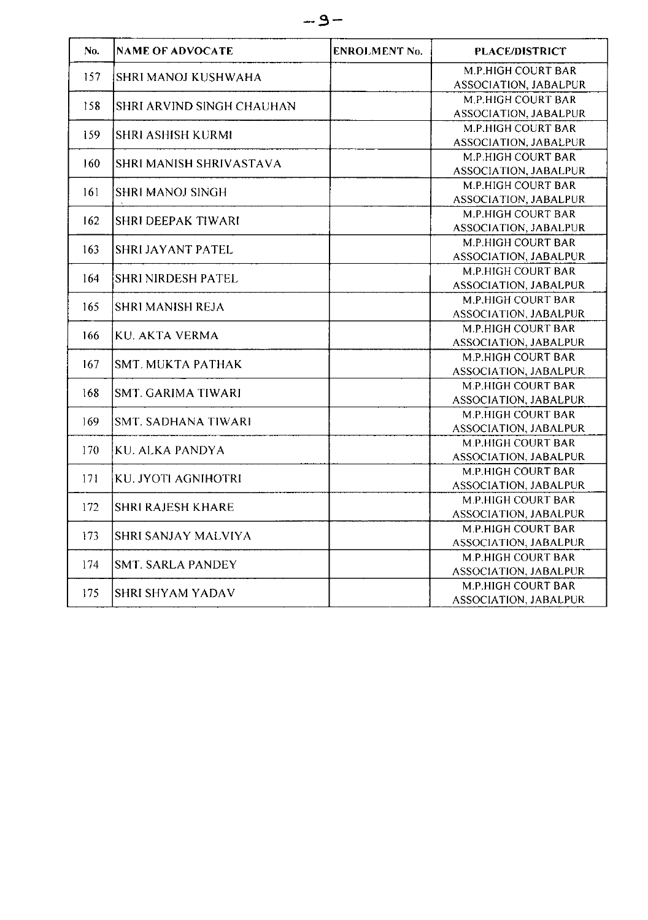| No. | NAME OF ADVOCATE | ENROLMENT No. | PLACE/DISTRICT |
|---|---|---|---|
| 157 | SHRI MANOJ KUSHWAHA | | M.P.HIGH COURT BAR ASSOCIATION, JABALPUR |
| 158 | SHRI ARVIND SINGH CHAUHAN | | M.P.HIGH COURT BAR ASSOCIATION, JABALPUR |
| 159 | SHRI ASHISH KURMI | | M.P.HIGH COURT BAR ASSOCIATION, JABALPUR |
| 160 | SHRI MANISH SHRIVASTAVA | | M.P.HIGH COURT BAR ASSOCIATION, JABALPUR |
| 161 | SHRI MANOJ SINGH | | M.P.HIGH COURT BAR ASSOCIATION, JABALPUR |
| 162 | SHRI DEEPAK TIWARI | | M.P.HIGH COURT BAR ASSOCIATION, JABALPUR |
| 163 | SHRI JAYANT PATEL | | M.P.HIGH COURT BAR ASSOCIATION, JABALPUR |
| 164 | SHRI NIRDESH PATEL | | M.P.HIGH COURT BAR ASSOCIATION, JABALPUR |
| 165 | SHRI MANISH REJA | | M.P.HIGH COURT BAR ASSOCIATION, JABALPUR |
| 166 | KU. AKTA VERMA | | M.P.HIGH COURT BAR ASSOCIATION, JABALPUR |
| 167 | SMT. MUKTA PATHAK | | M.P.HIGH COURT BAR ASSOCIATION, JABALPUR |
| 168 | SMT. GARIMA TIWARI | | M.P.HIGH COURT BAR ASSOCIATION, JABALPUR |
| 169 | SMT. SADHANA TIWARI | | M.P.HIGH COURT BAR ASSOCIATION, JABALPUR |
| 170 | KU. ALKA PANDYA | | M.P.HIGH COURT BAR ASSOCIATION, JABALPUR |
| 171 | KU. JYOTI AGNIHOTRI | | M.P.HIGH COURT BAR ASSOCIATION, JABALPUR |
| 172 | SHRI RAJESH KHARE | | M.P.HIGH COURT BAR ASSOCIATION, JABALPUR |
| 173 | SHRI SANJAY MALVIYA | | M.P.HIGH COURT BAR ASSOCIATION, JABALPUR |
| 174 | SMT. SARLA PANDEY | | M.P.HIGH COURT BAR ASSOCIATION, JABALPUR |
| 175 | SHRI SHYAM YADAV | | M.P.HIGH COURT BAR ASSOCIATION, JABALPUR |